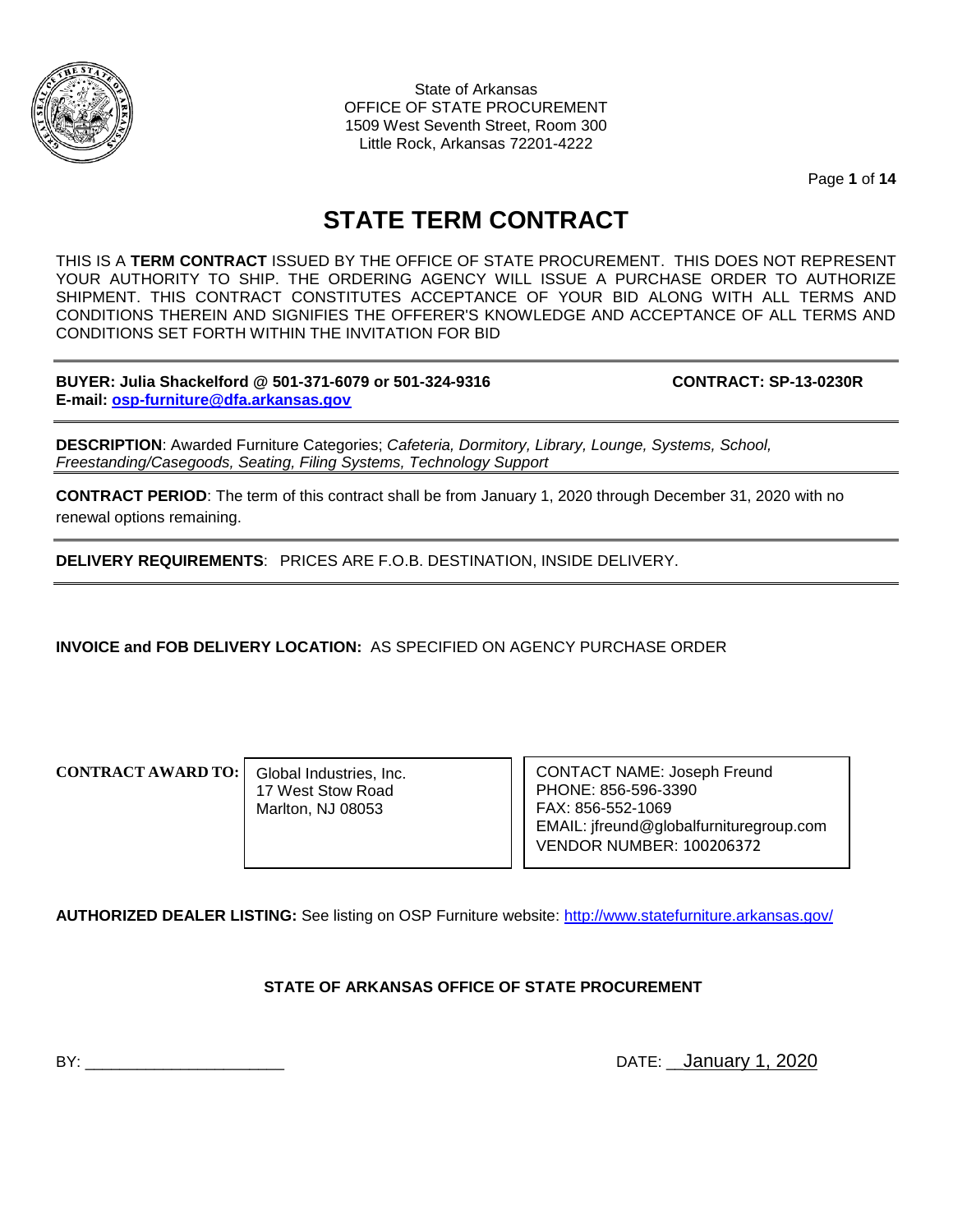State of Arkansas
OFFICE OF STATE PROCUREMENT
1509 West Seventh Street, Room 300
Little Rock, Arkansas 72201-4222

# STATE TERM CONTRACT

THIS IS A **TERM CONTRACT** ISSUED BY THE OFFICE OF STATE PROCUREMENT. THIS DOES NOT REPRESENT YOUR AUTHORITY TO SHIP. THE ORDERING AGENCY WILL ISSUE A PURCHASE ORDER TO AUTHORIZE SHIPMENT. THIS CONTRACT CONSTITUTES ACCEPTANCE OF YOUR BID ALONG WITH ALL TERMS AND CONDITIONS THEREIN AND SIGNIFIES THE OFFERER'S KNOWLEDGE AND ACCEPTANCE OF ALL TERMS AND CONDITIONS SET FORTH WITHIN THE INVITATION FOR BID

---

**BUYER: Julia Shackelford @ 501-371-6079 or 501-324-9316** **CONTRACT: SP-13-0230R**
**E-mail: [osp-furniture@dfa.arkansas.gov](mailto:osp-furniture@dfa.arkansas.gov)**

---

**DESCRIPTION**: Awarded Furniture Categories; *Cafeteria, Dormitory, Library, Lounge, Systems, School, Freestanding/Casegoods, Seating, Filing Systems, Technology Support*

---

**CONTRACT PERIOD**: The term of this contract shall be from January 1, 2020 through December 31, 2020 with no renewal options remaining.

---

**DELIVERY REQUIREMENTS**: PRICES ARE F.O.B. DESTINATION, INSIDE DELIVERY.

---

**INVOICE and FOB DELIVERY LOCATION:** AS SPECIFIED ON AGENCY PURCHASE ORDER

| **CONTRACT AWARD TO:** | Global Industries, Inc.<br>17 West Stow Road<br>Marlton, NJ 08053 | CONTACT NAME: Joseph Freund<br>PHONE: 856-596-3390<br>FAX: 856-552-1069<br>EMAIL: jfreund@globalfurnituregroup.com<br>VENDOR NUMBER: 100206372 |
|---|---|---|

**AUTHORIZED DEALER LISTING:** See listing on OSP Furniture website: [http://www.statefurniture.arkansas.gov/](http://www.statefurniture.arkansas.gov/)

**STATE OF ARKANSAS OFFICE OF STATE PROCUREMENT**

BY: ______________________ DATE: \_\_January 1, 2020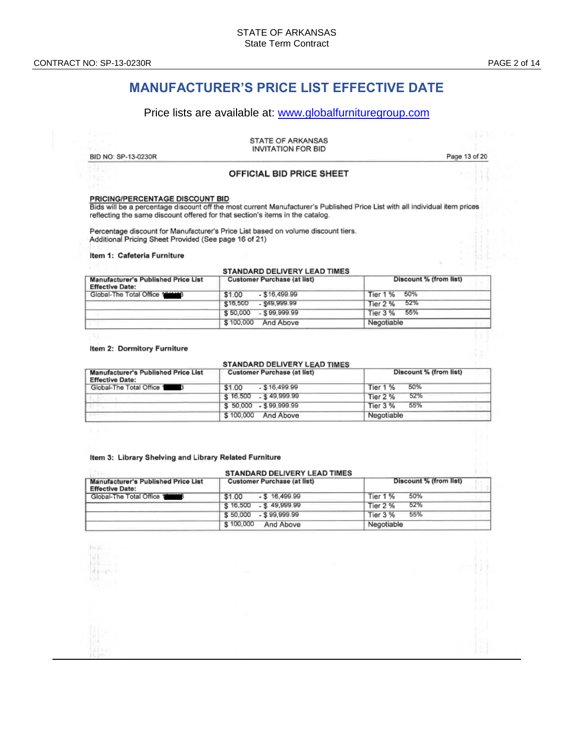# MANUFACTURER'S PRICE LIST EFFECTIVE DATE

Price lists are available at: www.globalfurnituregroup.com

STATE OF ARKANSAS
INVITATION FOR BID

BID NO: SP-13-0230R

## OFFICIAL BID PRICE SHEET

**PRICING/PERCENTAGE DISCOUNT BID**

Bids will be a percentage discount off the most current Manufacturer's Published Price List with all individual item prices reflecting the same discount offered for that section's items in the catalog.

Percentage discount for Manufacturer's Price List based on volume discount tiers.
Additional Pricing Sheet Provided (See page 16 of 21)

**Item 1: Cafeteria Furniture**

STANDARD DELIVERY LEAD TIMES

| Manufacturer's Published Price List Effective Date: | Customer Purchase (at list) | Discount % (from list) |
|---|---|---|
| Global-The Total Office 1█████3 | $1.00 - $16,499.99 | Tier 1 % 50% |
| | $16,500 - $49,999.99 | Tier 2 % 52% |
| | $ 50,000 - $ 99,999.99 | Tier 3 % 55% |
| | $ 100,000 And Above | Negotiable |

**Item 2: Dormitory Furniture**

STANDARD DELIVERY LEAD TIMES

| Manufacturer's Published Price List Effective Date: | Customer Purchase (at list) | Discount % (from list) |
|---|---|---|
| Global-The Total Office 1█████3 | $1.00 - $16,499.99 | Tier 1 % 50% |
| | $ 16,500 - $ 49,999.99 | Tier 2 % 52% |
| | $ 50,000 - $ 99,999.99 | Tier 3 % 55% |
| | $ 100,000 And Above | Negotiable |

**Item 3: Library Shelving and Library Related Furniture**

STANDARD DELIVERY LEAD TIMES

| Manufacturer's Published Price List Effective Date: | Customer Purchase (at list) | Discount % (from list) |
|---|---|---|
| Global-The Total Office 1█████3 | $1.00 - $ 16,499.99 | Tier 1 % 50% |
| | $ 16,500 - $ 49,999.99 | Tier 2 % 52% |
| | $ 50,000 - $ 99,999.99 | Tier 3 % 55% |
| | $ 100,000 And Above | Negotiable |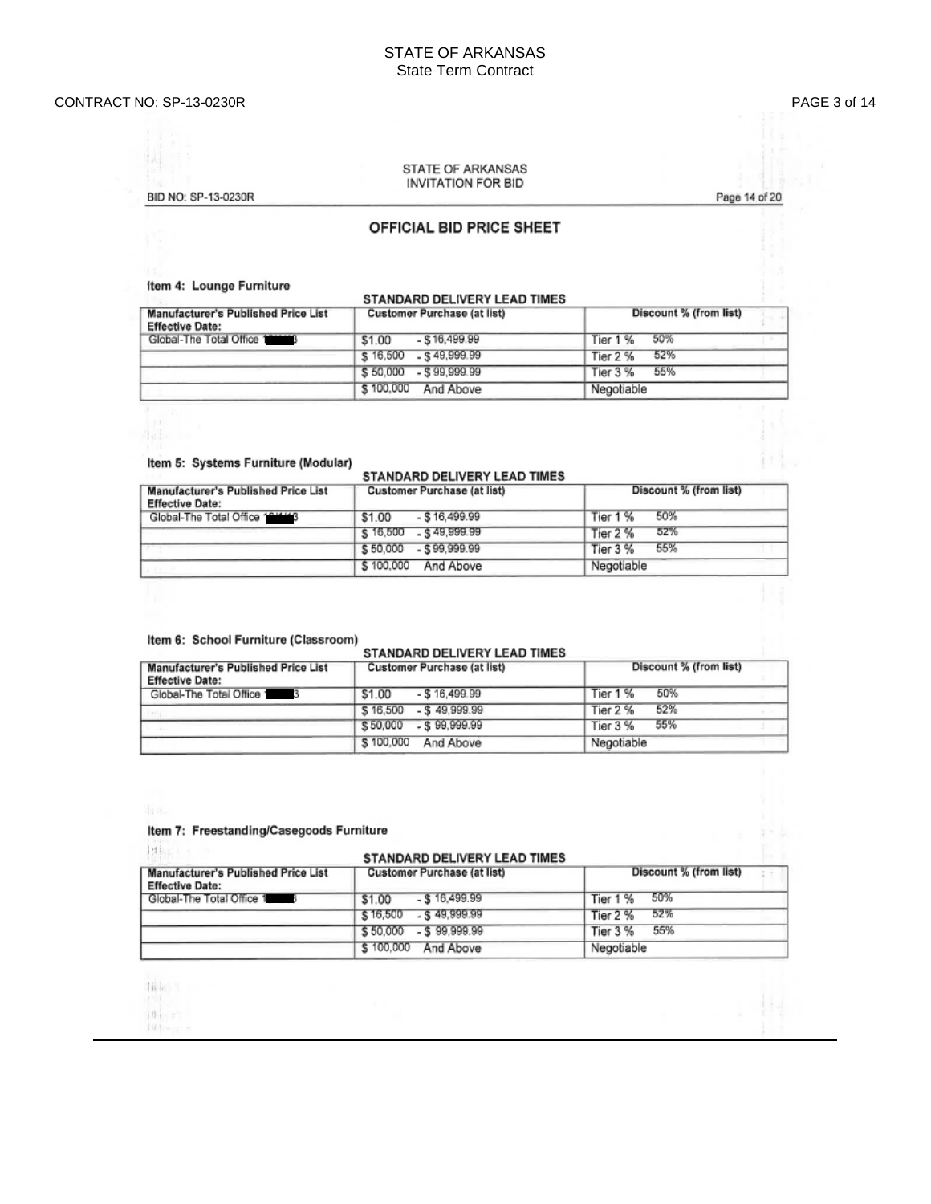STATE OF ARKANSAS
State Term Contract

CONTRACT NO: SP-13-0230R

STATE OF ARKANSAS
INVITATION FOR BID

BID NO: SP-13-0230R

Page 14 of 20

## OFFICIAL BID PRICE SHEET

### Item 4: Lounge Furniture

STANDARD DELIVERY LEAD TIMES

| Manufacturer's Published Price List Effective Date: | Customer Purchase (at list) | Discount % (from list) |
|---|---|---|
| Global-The Total Office 1█████3 | $1.00 - $16,499.99 | Tier 1 % 50% |
| | $16,500 - $49,999.99 | Tier 2 % 52% |
| | $50,000 - $99,999.99 | Tier 3 % 55% |
| | $100,000 And Above | Negotiable |

### Item 5: Systems Furniture (Modular)

STANDARD DELIVERY LEAD TIMES

| Manufacturer's Published Price List Effective Date: | Customer Purchase (at list) | Discount % (from list) |
|---|---|---|
| Global-The Total Office 1█████3 | $1.00 - $16,499.99 | Tier 1 % 50% |
| | $16,500 - $49,999.99 | Tier 2 % 52% |
| | $50,000 - $99,999.99 | Tier 3 % 55% |
| | $100,000 And Above | Negotiable |

### Item 6: School Furniture (Classroom)

STANDARD DELIVERY LEAD TIMES

| Manufacturer's Published Price List Effective Date: | Customer Purchase (at list) | Discount % (from list) |
|---|---|---|
| Global-The Total Office 1█████3 | $1.00 - $16,499.99 | Tier 1 % 50% |
| | $16,500 - $49,999.99 | Tier 2 % 52% |
| | $50,000 - $99,999.99 | Tier 3 % 55% |
| | $100,000 And Above | Negotiable |

### Item 7: Freestanding/Casegoods Furniture

STANDARD DELIVERY LEAD TIMES

| Manufacturer's Published Price List Effective Date: | Customer Purchase (at list) | Discount % (from list) |
|---|---|---|
| Global-The Total Office 1█████3 | $1.00 - $16,499.99 | Tier 1 % 50% |
| | $16,500 - $49,999.99 | Tier 2 % 52% |
| | $50,000 - $99,999.99 | Tier 3 % 55% |
| | $100,000 And Above | Negotiable |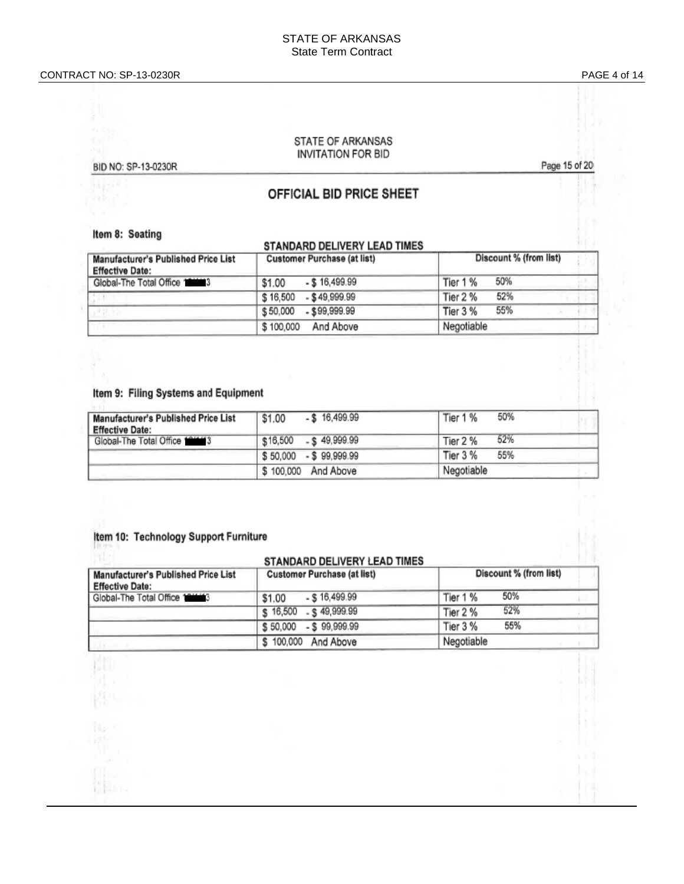STATE OF ARKANSAS
State Term Contract

CONTRACT NO: SP-13-0230R

STATE OF ARKANSAS
INVITATION FOR BID

BID NO: SP-13-0230R

Page 15 of 20

## OFFICIAL BID PRICE SHEET

### Item 8: Seating

STANDARD DELIVERY LEAD TIMES

| Manufacturer's Published Price List Effective Date: | Customer Purchase (at list) | Discount % (from list) |
|---|---|---|
| Global-The Total Office 1■■■3 | $1.00 - $ 16,499.99 | Tier 1 % 50% |
| | $ 16,500 - $ 49,999.99 | Tier 2 % 52% |
| | $ 50,000 - $ 99,999.99 | Tier 3 % 55% |
| | $ 100,000 And Above | Negotiable |

### Item 9: Filing Systems and Equipment

| Manufacturer's Published Price List Effective Date: | $1.00 - $ 16,499.99 | Tier 1 % 50% |
|---|---|---|
| Global-The Total Office 1■■■3 | $16,500 - $ 49,999.99 | Tier 2 % 52% |
| | $ 50,000 - $ 99,999.99 | Tier 3 % 55% |
| | $ 100,000 And Above | Negotiable |

### Item 10: Technology Support Furniture

STANDARD DELIVERY LEAD TIMES

| Manufacturer's Published Price List Effective Date: | Customer Purchase (at list) | Discount % (from list) |
|---|---|---|
| Global-The Total Office 1■■■3 | $1.00 - $ 16,499.99 | Tier 1 % 50% |
| | $ 16,500 - $ 49,999.99 | Tier 2 % 52% |
| | $ 50,000 - $ 99,999.99 | Tier 3 % 55% |
| | $ 100,000 And Above | Negotiable |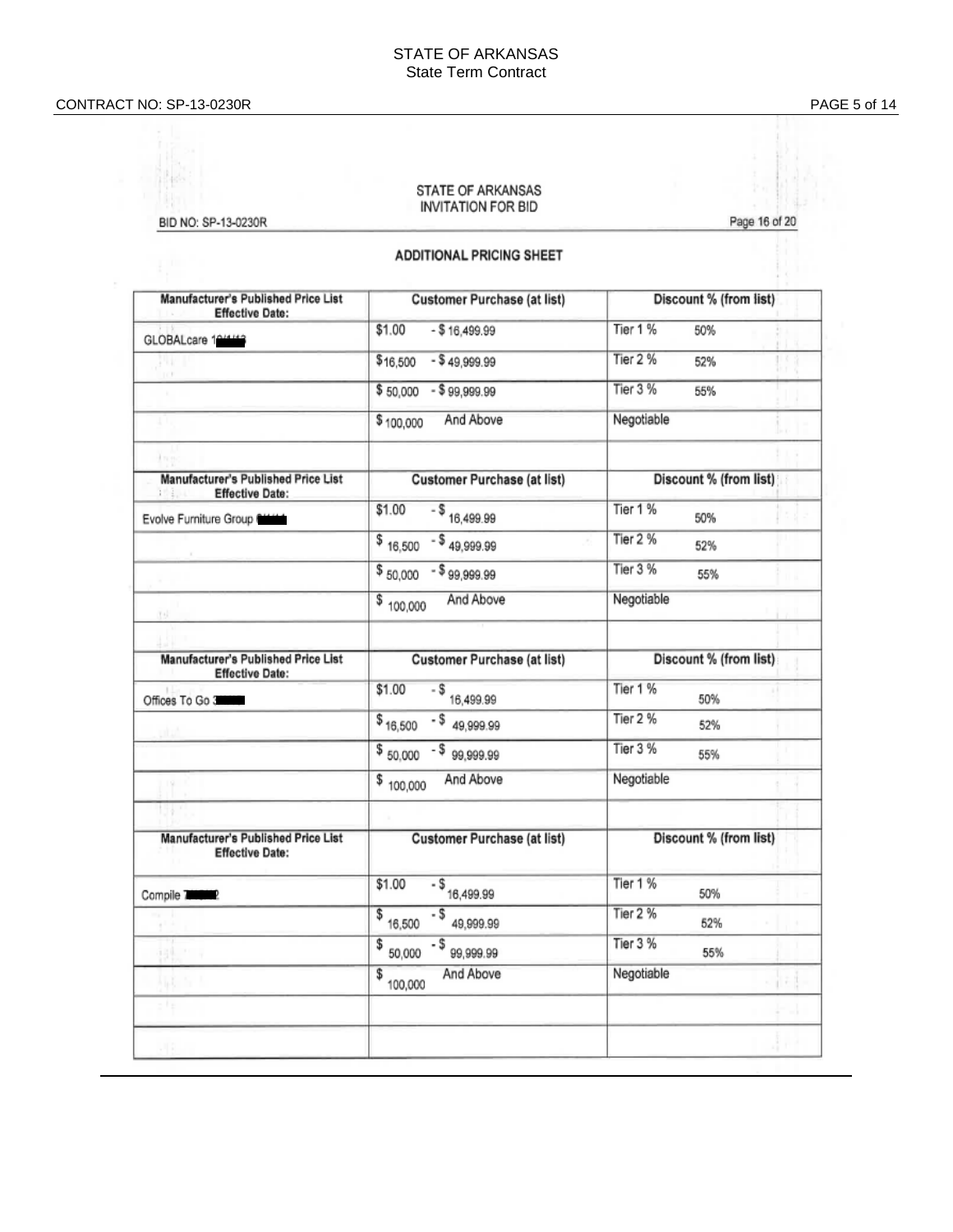STATE OF ARKANSAS
State Term Contract

CONTRACT NO: SP-13-0230R

STATE OF ARKANSAS
INVITATION FOR BID

BID NO: SP-13-0230R

Page 16 of 20

## ADDITIONAL PRICING SHEET

| Manufacturer's Published Price List Effective Date: | Customer Purchase (at list) | Discount % (from list) |
|---|---|---|
| GLOBALcare 1█████ | $1.00 - $16,499.99 | Tier 1 % 50% |
| | $16,500 - $49,999.99 | Tier 2 % 52% |
| | $50,000 - $99,999.99 | Tier 3 % 55% |
| | $100,000 And Above | Negotiable |
| | | |
| **Manufacturer's Published Price List Effective Date:** | **Customer Purchase (at list)** | **Discount % (from list)** |
| Evolve Furniture Group █████ | $1.00 - $16,499.99 | Tier 1 % 50% |
| | $16,500 - $49,999.99 | Tier 2 % 52% |
| | $50,000 - $99,999.99 | Tier 3 % 55% |
| | $100,000 And Above | Negotiable |
| | | |
| **Manufacturer's Published Price List Effective Date:** | **Customer Purchase (at list)** | **Discount % (from list)** |
| Offices To Go 3█████ | $1.00 - $16,499.99 | Tier 1 % 50% |
| | $16,500 - $49,999.99 | Tier 2 % 52% |
| | $50,000 - $99,999.99 | Tier 3 % 55% |
| | $100,000 And Above | Negotiable |
| | | |
| **Manufacturer's Published Price List Effective Date:** | **Customer Purchase (at list)** | **Discount % (from list)** |
| Compile 7█████2 | $1.00 - $16,499.99 | Tier 1 % 50% |
| | $16,500 - $49,999.99 | Tier 2 % 52% |
| | $50,000 - $99,999.99 | Tier 3 % 55% |
| | $100,000 And Above | Negotiable |
| | | |
| | | |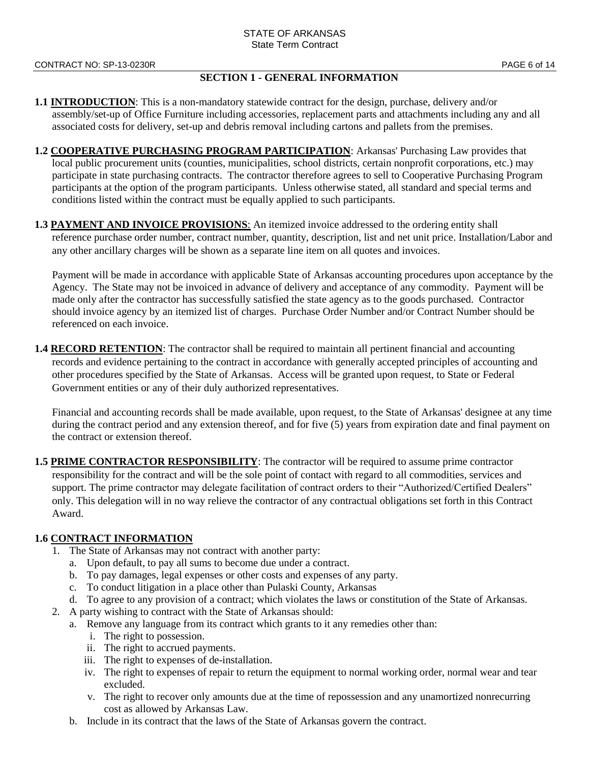## SECTION 1 - GENERAL INFORMATION

**1.1 INTRODUCTION**: This is a non-mandatory statewide contract for the design, purchase, delivery and/or assembly/set-up of Office Furniture including accessories, replacement parts and attachments including any and all associated costs for delivery, set-up and debris removal including cartons and pallets from the premises.

**1.2 COOPERATIVE PURCHASING PROGRAM PARTICIPATION**: Arkansas' Purchasing Law provides that local public procurement units (counties, municipalities, school districts, certain nonprofit corporations, etc.) may participate in state purchasing contracts. The contractor therefore agrees to sell to Cooperative Purchasing Program participants at the option of the program participants. Unless otherwise stated, all standard and special terms and conditions listed within the contract must be equally applied to such participants.

**1.3 PAYMENT AND INVOICE PROVISIONS**: An itemized invoice addressed to the ordering entity shall reference purchase order number, contract number, quantity, description, list and net unit price. Installation/Labor and any other ancillary charges will be shown as a separate line item on all quotes and invoices.

Payment will be made in accordance with applicable State of Arkansas accounting procedures upon acceptance by the Agency. The State may not be invoiced in advance of delivery and acceptance of any commodity. Payment will be made only after the contractor has successfully satisfied the state agency as to the goods purchased. Contractor should invoice agency by an itemized list of charges. Purchase Order Number and/or Contract Number should be referenced on each invoice.

**1.4 RECORD RETENTION**: The contractor shall be required to maintain all pertinent financial and accounting records and evidence pertaining to the contract in accordance with generally accepted principles of accounting and other procedures specified by the State of Arkansas. Access will be granted upon request, to State or Federal Government entities or any of their duly authorized representatives.

Financial and accounting records shall be made available, upon request, to the State of Arkansas' designee at any time during the contract period and any extension thereof, and for five (5) years from expiration date and final payment on the contract or extension thereof.

**1.5 PRIME CONTRACTOR RESPONSIBILITY**: The contractor will be required to assume prime contractor responsibility for the contract and will be the sole point of contact with regard to all commodities, services and support. The prime contractor may delegate facilitation of contract orders to their "Authorized/Certified Dealers" only. This delegation will in no way relieve the contractor of any contractual obligations set forth in this Contract Award.

**1.6 CONTRACT INFORMATION**

1. The State of Arkansas may not contract with another party:
   a. Upon default, to pay all sums to become due under a contract.
   b. To pay damages, legal expenses or other costs and expenses of any party.
   c. To conduct litigation in a place other than Pulaski County, Arkansas
   d. To agree to any provision of a contract; which violates the laws or constitution of the State of Arkansas.
2. A party wishing to contract with the State of Arkansas should:
   a. Remove any language from its contract which grants to it any remedies other than:
      i. The right to possession.
      ii. The right to accrued payments.
      iii. The right to expenses of de-installation.
      iv. The right to expenses of repair to return the equipment to normal working order, normal wear and tear excluded.
      v. The right to recover only amounts due at the time of repossession and any unamortized nonrecurring cost as allowed by Arkansas Law.
   b. Include in its contract that the laws of the State of Arkansas govern the contract.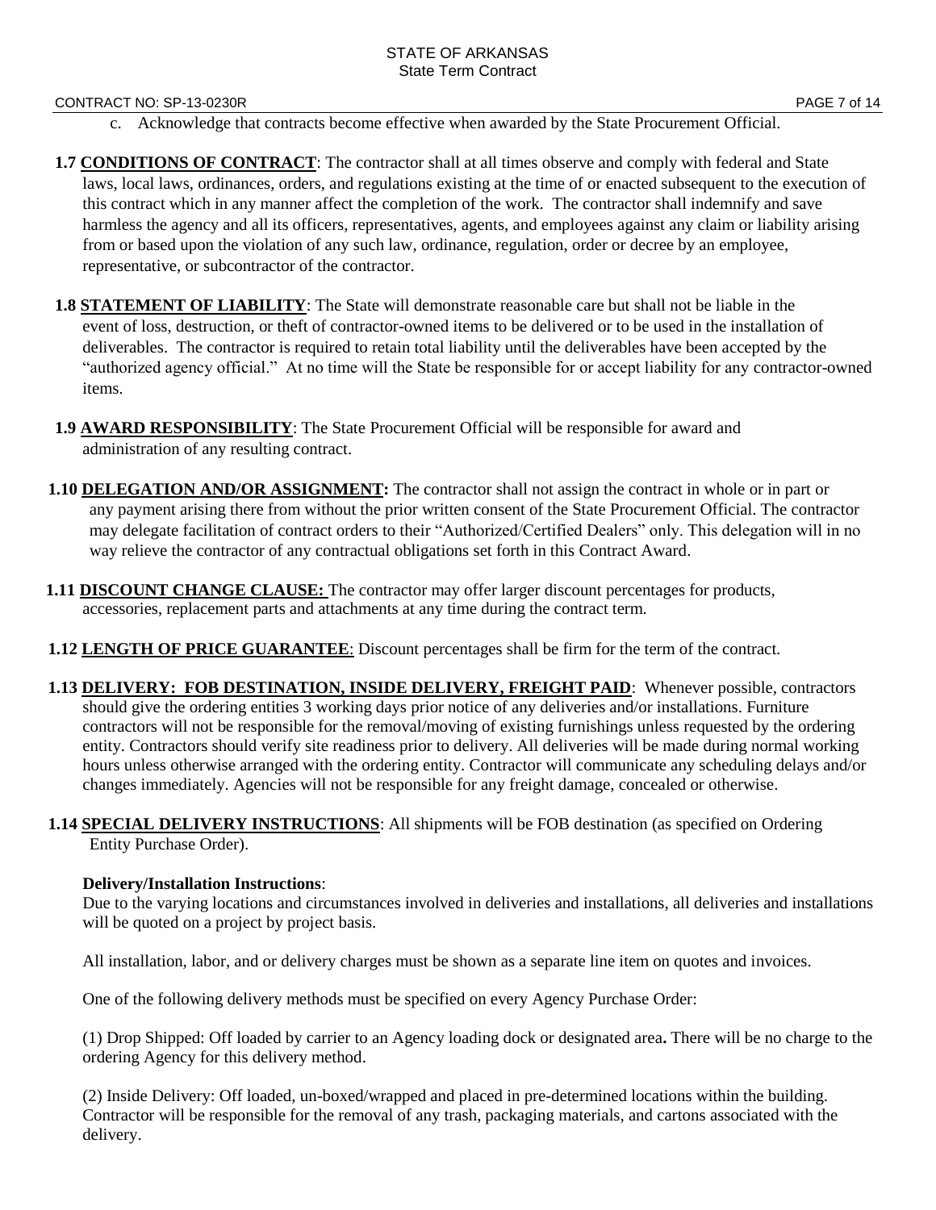c. Acknowledge that contracts become effective when awarded by the State Procurement Official.

**1.7 CONDITIONS OF CONTRACT**: The contractor shall at all times observe and comply with federal and State laws, local laws, ordinances, orders, and regulations existing at the time of or enacted subsequent to the execution of this contract which in any manner affect the completion of the work. The contractor shall indemnify and save harmless the agency and all its officers, representatives, agents, and employees against any claim or liability arising from or based upon the violation of any such law, ordinance, regulation, order or decree by an employee, representative, or subcontractor of the contractor.

**1.8 STATEMENT OF LIABILITY**: The State will demonstrate reasonable care but shall not be liable in the event of loss, destruction, or theft of contractor-owned items to be delivered or to be used in the installation of deliverables. The contractor is required to retain total liability until the deliverables have been accepted by the "authorized agency official." At no time will the State be responsible for or accept liability for any contractor-owned items.

**1.9 AWARD RESPONSIBILITY**: The State Procurement Official will be responsible for award and administration of any resulting contract.

**1.10 DELEGATION AND/OR ASSIGNMENT:** The contractor shall not assign the contract in whole or in part or any payment arising there from without the prior written consent of the State Procurement Official. The contractor may delegate facilitation of contract orders to their "Authorized/Certified Dealers" only. This delegation will in no way relieve the contractor of any contractual obligations set forth in this Contract Award.

**1.11 DISCOUNT CHANGE CLAUSE:** The contractor may offer larger discount percentages for products, accessories, replacement parts and attachments at any time during the contract term.

**1.12 LENGTH OF PRICE GUARANTEE**: Discount percentages shall be firm for the term of the contract.

**1.13 DELIVERY: FOB DESTINATION, INSIDE DELIVERY, FREIGHT PAID**: Whenever possible, contractors should give the ordering entities 3 working days prior notice of any deliveries and/or installations. Furniture contractors will not be responsible for the removal/moving of existing furnishings unless requested by the ordering entity. Contractors should verify site readiness prior to delivery. All deliveries will be made during normal working hours unless otherwise arranged with the ordering entity. Contractor will communicate any scheduling delays and/or changes immediately. Agencies will not be responsible for any freight damage, concealed or otherwise.

**1.14 SPECIAL DELIVERY INSTRUCTIONS**: All shipments will be FOB destination (as specified on Ordering Entity Purchase Order).

**Delivery/Installation Instructions**:

Due to the varying locations and circumstances involved in deliveries and installations, all deliveries and installations will be quoted on a project by project basis.

All installation, labor, and or delivery charges must be shown as a separate line item on quotes and invoices.

One of the following delivery methods must be specified on every Agency Purchase Order:

(1) Drop Shipped: Off loaded by carrier to an Agency loading dock or designated area**.** There will be no charge to the ordering Agency for this delivery method.

(2) Inside Delivery: Off loaded, un-boxed/wrapped and placed in pre-determined locations within the building. Contractor will be responsible for the removal of any trash, packaging materials, and cartons associated with the delivery.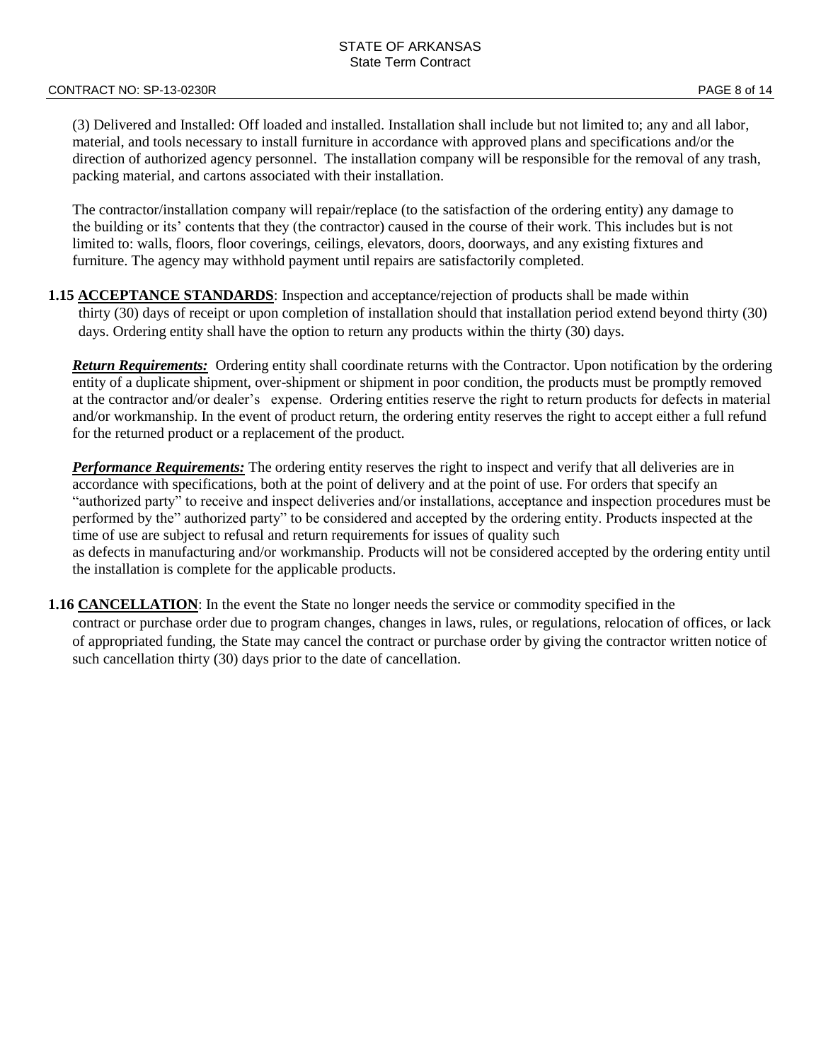(3) Delivered and Installed: Off loaded and installed. Installation shall include but not limited to; any and all labor, material, and tools necessary to install furniture in accordance with approved plans and specifications and/or the direction of authorized agency personnel. The installation company will be responsible for the removal of any trash, packing material, and cartons associated with their installation.

The contractor/installation company will repair/replace (to the satisfaction of the ordering entity) any damage to the building or its' contents that they (the contractor) caused in the course of their work. This includes but is not limited to: walls, floors, floor coverings, ceilings, elevators, doors, doorways, and any existing fixtures and furniture. The agency may withhold payment until repairs are satisfactorily completed.

**1.15 ACCEPTANCE STANDARDS**: Inspection and acceptance/rejection of products shall be made within thirty (30) days of receipt or upon completion of installation should that installation period extend beyond thirty (30) days. Ordering entity shall have the option to return any products within the thirty (30) days.

***Return Requirements:*** Ordering entity shall coordinate returns with the Contractor. Upon notification by the ordering entity of a duplicate shipment, over-shipment or shipment in poor condition, the products must be promptly removed at the contractor and/or dealer's expense. Ordering entities reserve the right to return products for defects in material and/or workmanship. In the event of product return, the ordering entity reserves the right to accept either a full refund for the returned product or a replacement of the product.

***Performance Requirements:*** The ordering entity reserves the right to inspect and verify that all deliveries are in accordance with specifications, both at the point of delivery and at the point of use. For orders that specify an "authorized party" to receive and inspect deliveries and/or installations, acceptance and inspection procedures must be performed by the" authorized party" to be considered and accepted by the ordering entity. Products inspected at the time of use are subject to refusal and return requirements for issues of quality such as defects in manufacturing and/or workmanship. Products will not be considered accepted by the ordering entity until the installation is complete for the applicable products.

**1.16 CANCELLATION**: In the event the State no longer needs the service or commodity specified in the contract or purchase order due to program changes, changes in laws, rules, or regulations, relocation of offices, or lack of appropriated funding, the State may cancel the contract or purchase order by giving the contractor written notice of such cancellation thirty (30) days prior to the date of cancellation.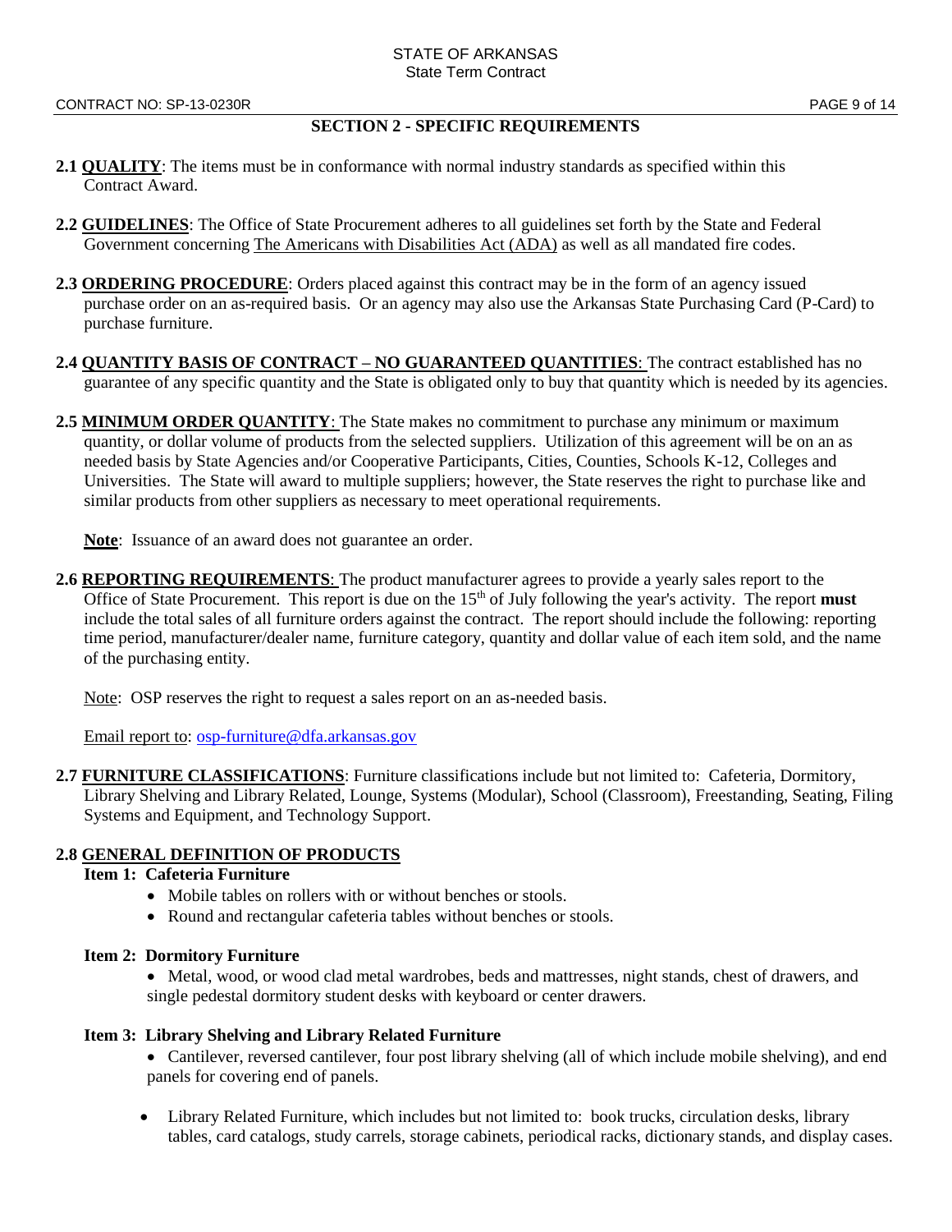## SECTION 2 - SPECIFIC REQUIREMENTS

**2.1 QUALITY**: The items must be in conformance with normal industry standards as specified within this Contract Award.

**2.2 GUIDELINES**: The Office of State Procurement adheres to all guidelines set forth by the State and Federal Government concerning The Americans with Disabilities Act (ADA) as well as all mandated fire codes.

**2.3 ORDERING PROCEDURE**: Orders placed against this contract may be in the form of an agency issued purchase order on an as-required basis. Or an agency may also use the Arkansas State Purchasing Card (P-Card) to purchase furniture.

**2.4 QUANTITY BASIS OF CONTRACT – NO GUARANTEED QUANTITIES**: The contract established has no guarantee of any specific quantity and the State is obligated only to buy that quantity which is needed by its agencies.

**2.5 MINIMUM ORDER QUANTITY**: The State makes no commitment to purchase any minimum or maximum quantity, or dollar volume of products from the selected suppliers. Utilization of this agreement will be on an as needed basis by State Agencies and/or Cooperative Participants, Cities, Counties, Schools K-12, Colleges and Universities. The State will award to multiple suppliers; however, the State reserves the right to purchase like and similar products from other suppliers as necessary to meet operational requirements.

**Note**: Issuance of an award does not guarantee an order.

**2.6 REPORTING REQUIREMENTS**: The product manufacturer agrees to provide a yearly sales report to the Office of State Procurement. This report is due on the 15th of July following the year's activity. The report **must** include the total sales of all furniture orders against the contract. The report should include the following: reporting time period, manufacturer/dealer name, furniture category, quantity and dollar value of each item sold, and the name of the purchasing entity.

Note: OSP reserves the right to request a sales report on an as-needed basis.

Email report to: osp-furniture@dfa.arkansas.gov

**2.7 FURNITURE CLASSIFICATIONS**: Furniture classifications include but not limited to: Cafeteria, Dormitory, Library Shelving and Library Related, Lounge, Systems (Modular), School (Classroom), Freestanding, Seating, Filing Systems and Equipment, and Technology Support.

**2.8 GENERAL DEFINITION OF PRODUCTS**

**Item 1: Cafeteria Furniture**

- Mobile tables on rollers with or without benches or stools.
- Round and rectangular cafeteria tables without benches or stools.

**Item 2: Dormitory Furniture**

- Metal, wood, or wood clad metal wardrobes, beds and mattresses, night stands, chest of drawers, and single pedestal dormitory student desks with keyboard or center drawers.

**Item 3: Library Shelving and Library Related Furniture**

- Cantilever, reversed cantilever, four post library shelving (all of which include mobile shelving), and end panels for covering end of panels.
- Library Related Furniture, which includes but not limited to: book trucks, circulation desks, library tables, card catalogs, study carrels, storage cabinets, periodical racks, dictionary stands, and display cases.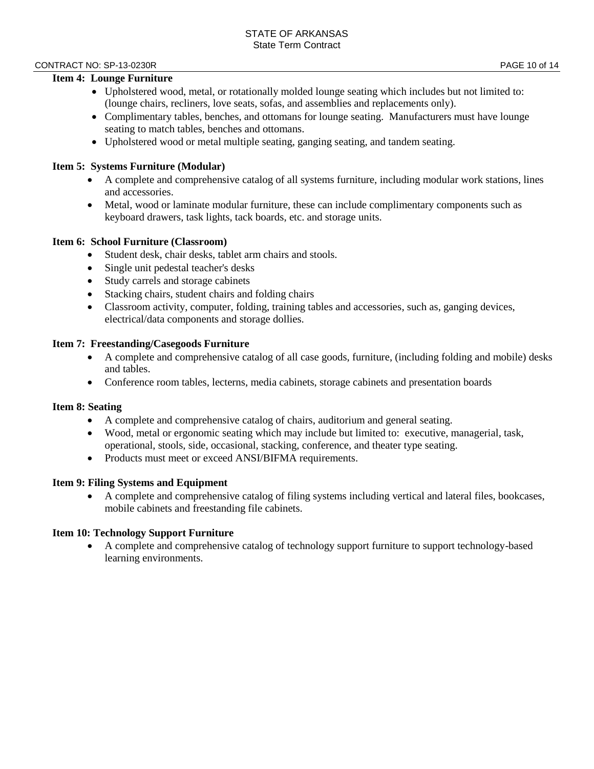**Item 4: Lounge Furniture**

- Upholstered wood, metal, or rotationally molded lounge seating which includes but not limited to: (lounge chairs, recliners, love seats, sofas, and assemblies and replacements only).
- Complimentary tables, benches, and ottomans for lounge seating. Manufacturers must have lounge seating to match tables, benches and ottomans.
- Upholstered wood or metal multiple seating, ganging seating, and tandem seating.

**Item 5: Systems Furniture (Modular)**

- A complete and comprehensive catalog of all systems furniture, including modular work stations, lines and accessories.
- Metal, wood or laminate modular furniture, these can include complimentary components such as keyboard drawers, task lights, tack boards, etc. and storage units.

**Item 6: School Furniture (Classroom)**

- Student desk, chair desks, tablet arm chairs and stools.
- Single unit pedestal teacher's desks
- Study carrels and storage cabinets
- Stacking chairs, student chairs and folding chairs
- Classroom activity, computer, folding, training tables and accessories, such as, ganging devices, electrical/data components and storage dollies.

**Item 7: Freestanding/Casegoods Furniture**

- A complete and comprehensive catalog of all case goods, furniture, (including folding and mobile) desks and tables.
- Conference room tables, lecterns, media cabinets, storage cabinets and presentation boards

**Item 8: Seating**

- A complete and comprehensive catalog of chairs, auditorium and general seating.
- Wood, metal or ergonomic seating which may include but limited to: executive, managerial, task, operational, stools, side, occasional, stacking, conference, and theater type seating.
- Products must meet or exceed ANSI/BIFMA requirements.

**Item 9: Filing Systems and Equipment**

- A complete and comprehensive catalog of filing systems including vertical and lateral files, bookcases, mobile cabinets and freestanding file cabinets.

**Item 10: Technology Support Furniture**

- A complete and comprehensive catalog of technology support furniture to support technology-based learning environments.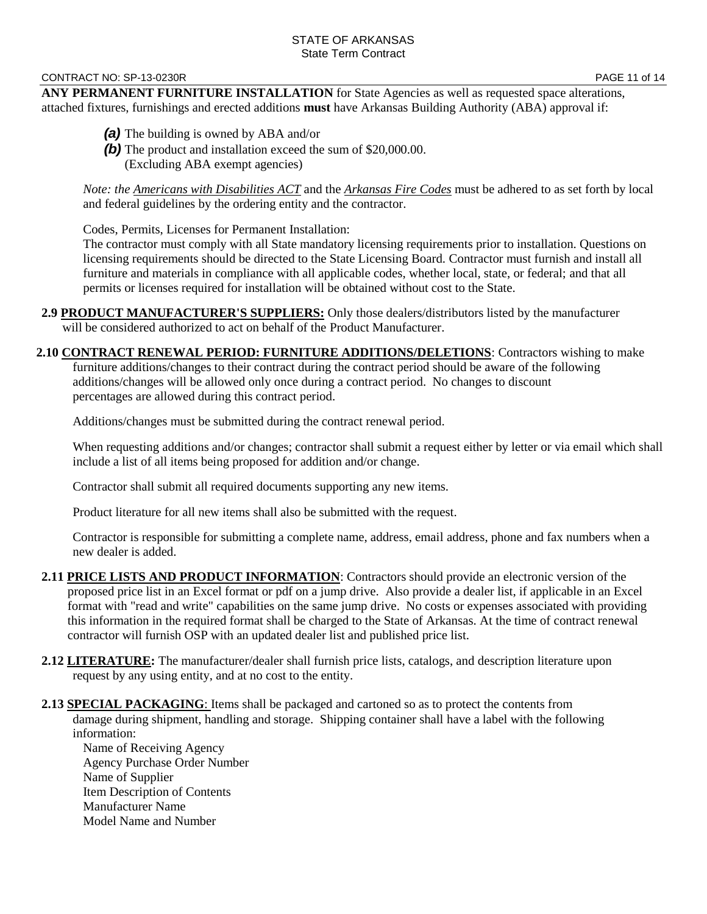**ANY PERMANENT FURNITURE INSTALLATION** for State Agencies as well as requested space alterations, attached fixtures, furnishings and erected additions **must** have Arkansas Building Authority (ABA) approval if:

***(a)*** The building is owned by ABA and/or

***(b)*** The product and installation exceed the sum of $20,000.00.
(Excluding ABA exempt agencies)

*Note: the Americans with Disabilities ACT and the Arkansas Fire Codes* must be adhered to as set forth by local and federal guidelines by the ordering entity and the contractor.

Codes, Permits, Licenses for Permanent Installation:
The contractor must comply with all State mandatory licensing requirements prior to installation. Questions on licensing requirements should be directed to the State Licensing Board. Contractor must furnish and install all furniture and materials in compliance with all applicable codes, whether local, state, or federal; and that all permits or licenses required for installation will be obtained without cost to the State.

**2.9 PRODUCT MANUFACTURER'S SUPPLIERS:** Only those dealers/distributors listed by the manufacturer will be considered authorized to act on behalf of the Product Manufacturer.

**2.10 CONTRACT RENEWAL PERIOD: FURNITURE ADDITIONS/DELETIONS**: Contractors wishing to make furniture additions/changes to their contract during the contract period should be aware of the following additions/changes will be allowed only once during a contract period. No changes to discount percentages are allowed during this contract period.

Additions/changes must be submitted during the contract renewal period.

When requesting additions and/or changes; contractor shall submit a request either by letter or via email which shall include a list of all items being proposed for addition and/or change.

Contractor shall submit all required documents supporting any new items.

Product literature for all new items shall also be submitted with the request.

Contractor is responsible for submitting a complete name, address, email address, phone and fax numbers when a new dealer is added.

**2.11 PRICE LISTS AND PRODUCT INFORMATION**: Contractors should provide an electronic version of the proposed price list in an Excel format or pdf on a jump drive. Also provide a dealer list, if applicable in an Excel format with "read and write" capabilities on the same jump drive. No costs or expenses associated with providing this information in the required format shall be charged to the State of Arkansas. At the time of contract renewal contractor will furnish OSP with an updated dealer list and published price list.

**2.12 LITERATURE:** The manufacturer/dealer shall furnish price lists, catalogs, and description literature upon request by any using entity, and at no cost to the entity.

**2.13 SPECIAL PACKAGING**: Items shall be packaged and cartoned so as to protect the contents from damage during shipment, handling and storage. Shipping container shall have a label with the following information:

Name of Receiving Agency
Agency Purchase Order Number
Name of Supplier
Item Description of Contents
Manufacturer Name
Model Name and Number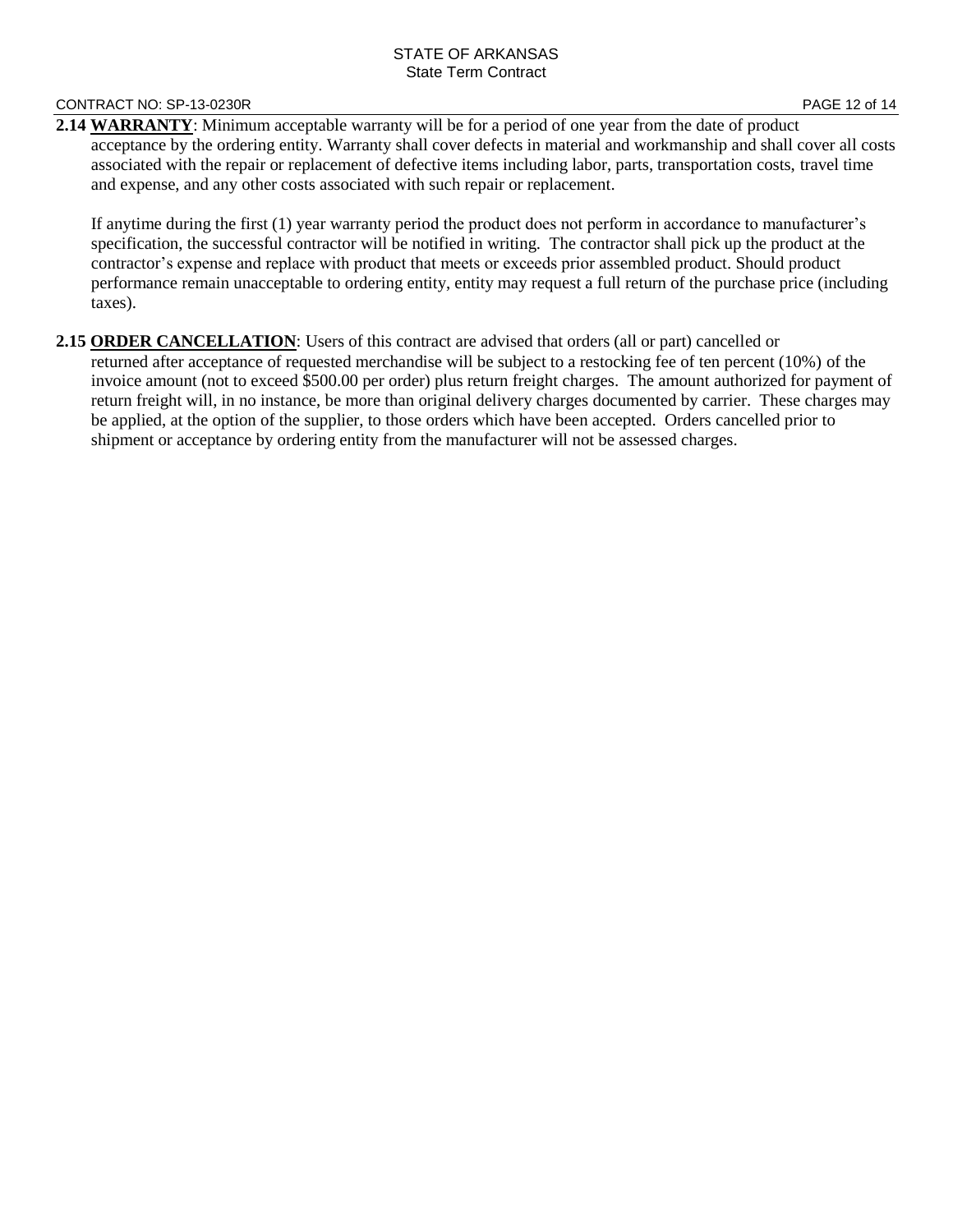**2.14 <u>WARRANTY</u>**: Minimum acceptable warranty will be for a period of one year from the date of product acceptance by the ordering entity. Warranty shall cover defects in material and workmanship and shall cover all costs associated with the repair or replacement of defective items including labor, parts, transportation costs, travel time and expense, and any other costs associated with such repair or replacement.

If anytime during the first (1) year warranty period the product does not perform in accordance to manufacturer's specification, the successful contractor will be notified in writing. The contractor shall pick up the product at the contractor's expense and replace with product that meets or exceeds prior assembled product. Should product performance remain unacceptable to ordering entity, entity may request a full return of the purchase price (including taxes).

**2.15 <u>ORDER CANCELLATION</u>**: Users of this contract are advised that orders (all or part) cancelled or returned after acceptance of requested merchandise will be subject to a restocking fee of ten percent (10%) of the invoice amount (not to exceed $500.00 per order) plus return freight charges. The amount authorized for payment of return freight will, in no instance, be more than original delivery charges documented by carrier. These charges may be applied, at the option of the supplier, to those orders which have been accepted. Orders cancelled prior to shipment or acceptance by ordering entity from the manufacturer will not be assessed charges.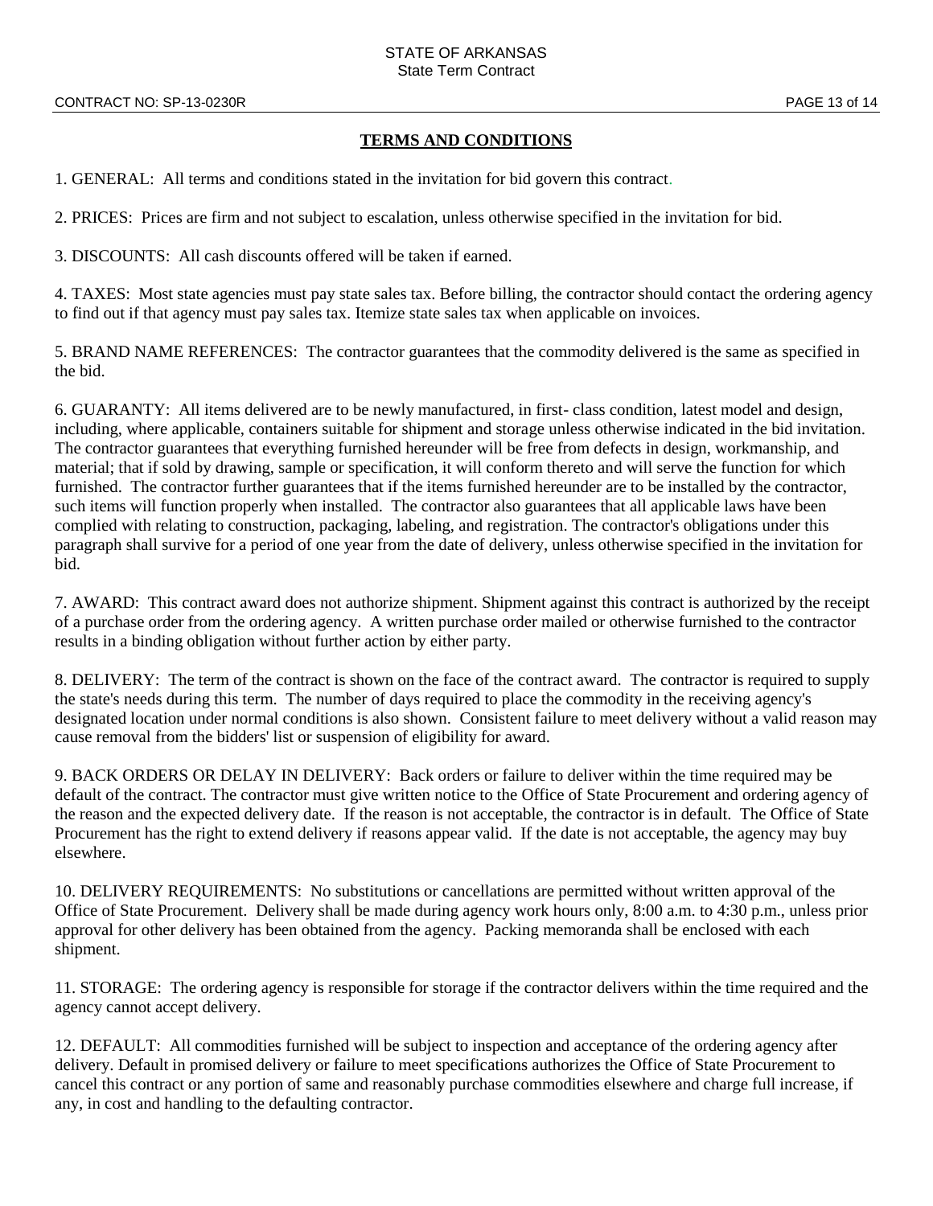## TERMS AND CONDITIONS

1. GENERAL: All terms and conditions stated in the invitation for bid govern this contract.

2. PRICES: Prices are firm and not subject to escalation, unless otherwise specified in the invitation for bid.

3. DISCOUNTS: All cash discounts offered will be taken if earned.

4. TAXES: Most state agencies must pay state sales tax. Before billing, the contractor should contact the ordering agency to find out if that agency must pay sales tax. Itemize state sales tax when applicable on invoices.

5. BRAND NAME REFERENCES: The contractor guarantees that the commodity delivered is the same as specified in the bid.

6. GUARANTY: All items delivered are to be newly manufactured, in first- class condition, latest model and design, including, where applicable, containers suitable for shipment and storage unless otherwise indicated in the bid invitation. The contractor guarantees that everything furnished hereunder will be free from defects in design, workmanship, and material; that if sold by drawing, sample or specification, it will conform thereto and will serve the function for which furnished. The contractor further guarantees that if the items furnished hereunder are to be installed by the contractor, such items will function properly when installed. The contractor also guarantees that all applicable laws have been complied with relating to construction, packaging, labeling, and registration. The contractor's obligations under this paragraph shall survive for a period of one year from the date of delivery, unless otherwise specified in the invitation for bid.

7. AWARD: This contract award does not authorize shipment. Shipment against this contract is authorized by the receipt of a purchase order from the ordering agency. A written purchase order mailed or otherwise furnished to the contractor results in a binding obligation without further action by either party.

8. DELIVERY: The term of the contract is shown on the face of the contract award. The contractor is required to supply the state's needs during this term. The number of days required to place the commodity in the receiving agency's designated location under normal conditions is also shown. Consistent failure to meet delivery without a valid reason may cause removal from the bidders' list or suspension of eligibility for award.

9. BACK ORDERS OR DELAY IN DELIVERY: Back orders or failure to deliver within the time required may be default of the contract. The contractor must give written notice to the Office of State Procurement and ordering agency of the reason and the expected delivery date. If the reason is not acceptable, the contractor is in default. The Office of State Procurement has the right to extend delivery if reasons appear valid. If the date is not acceptable, the agency may buy elsewhere.

10. DELIVERY REQUIREMENTS: No substitutions or cancellations are permitted without written approval of the Office of State Procurement. Delivery shall be made during agency work hours only, 8:00 a.m. to 4:30 p.m., unless prior approval for other delivery has been obtained from the agency. Packing memoranda shall be enclosed with each shipment.

11. STORAGE: The ordering agency is responsible for storage if the contractor delivers within the time required and the agency cannot accept delivery.

12. DEFAULT: All commodities furnished will be subject to inspection and acceptance of the ordering agency after delivery. Default in promised delivery or failure to meet specifications authorizes the Office of State Procurement to cancel this contract or any portion of same and reasonably purchase commodities elsewhere and charge full increase, if any, in cost and handling to the defaulting contractor.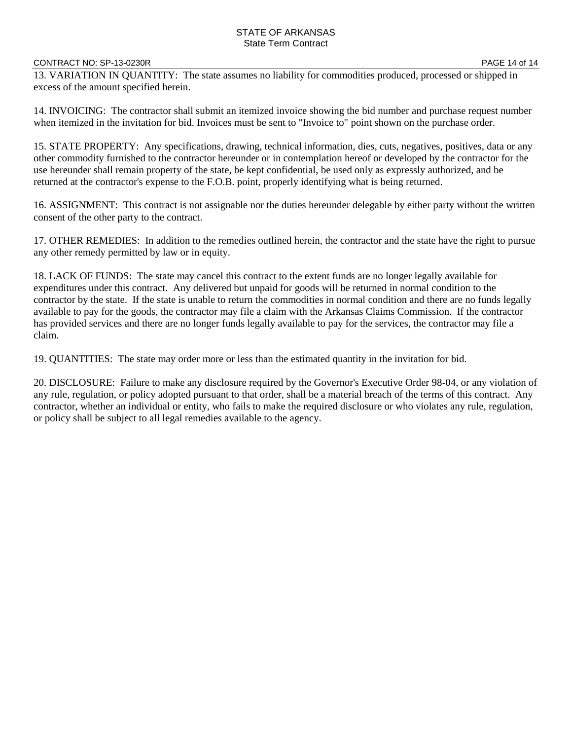13. VARIATION IN QUANTITY: The state assumes no liability for commodities produced, processed or shipped in excess of the amount specified herein.

14. INVOICING: The contractor shall submit an itemized invoice showing the bid number and purchase request number when itemized in the invitation for bid. Invoices must be sent to "Invoice to" point shown on the purchase order.

15. STATE PROPERTY: Any specifications, drawing, technical information, dies, cuts, negatives, positives, data or any other commodity furnished to the contractor hereunder or in contemplation hereof or developed by the contractor for the use hereunder shall remain property of the state, be kept confidential, be used only as expressly authorized, and be returned at the contractor's expense to the F.O.B. point, properly identifying what is being returned.

16. ASSIGNMENT: This contract is not assignable nor the duties hereunder delegable by either party without the written consent of the other party to the contract.

17. OTHER REMEDIES: In addition to the remedies outlined herein, the contractor and the state have the right to pursue any other remedy permitted by law or in equity.

18. LACK OF FUNDS: The state may cancel this contract to the extent funds are no longer legally available for expenditures under this contract. Any delivered but unpaid for goods will be returned in normal condition to the contractor by the state. If the state is unable to return the commodities in normal condition and there are no funds legally available to pay for the goods, the contractor may file a claim with the Arkansas Claims Commission. If the contractor has provided services and there are no longer funds legally available to pay for the services, the contractor may file a claim.

19. QUANTITIES: The state may order more or less than the estimated quantity in the invitation for bid.

20. DISCLOSURE: Failure to make any disclosure required by the Governor's Executive Order 98-04, or any violation of any rule, regulation, or policy adopted pursuant to that order, shall be a material breach of the terms of this contract. Any contractor, whether an individual or entity, who fails to make the required disclosure or who violates any rule, regulation, or policy shall be subject to all legal remedies available to the agency.